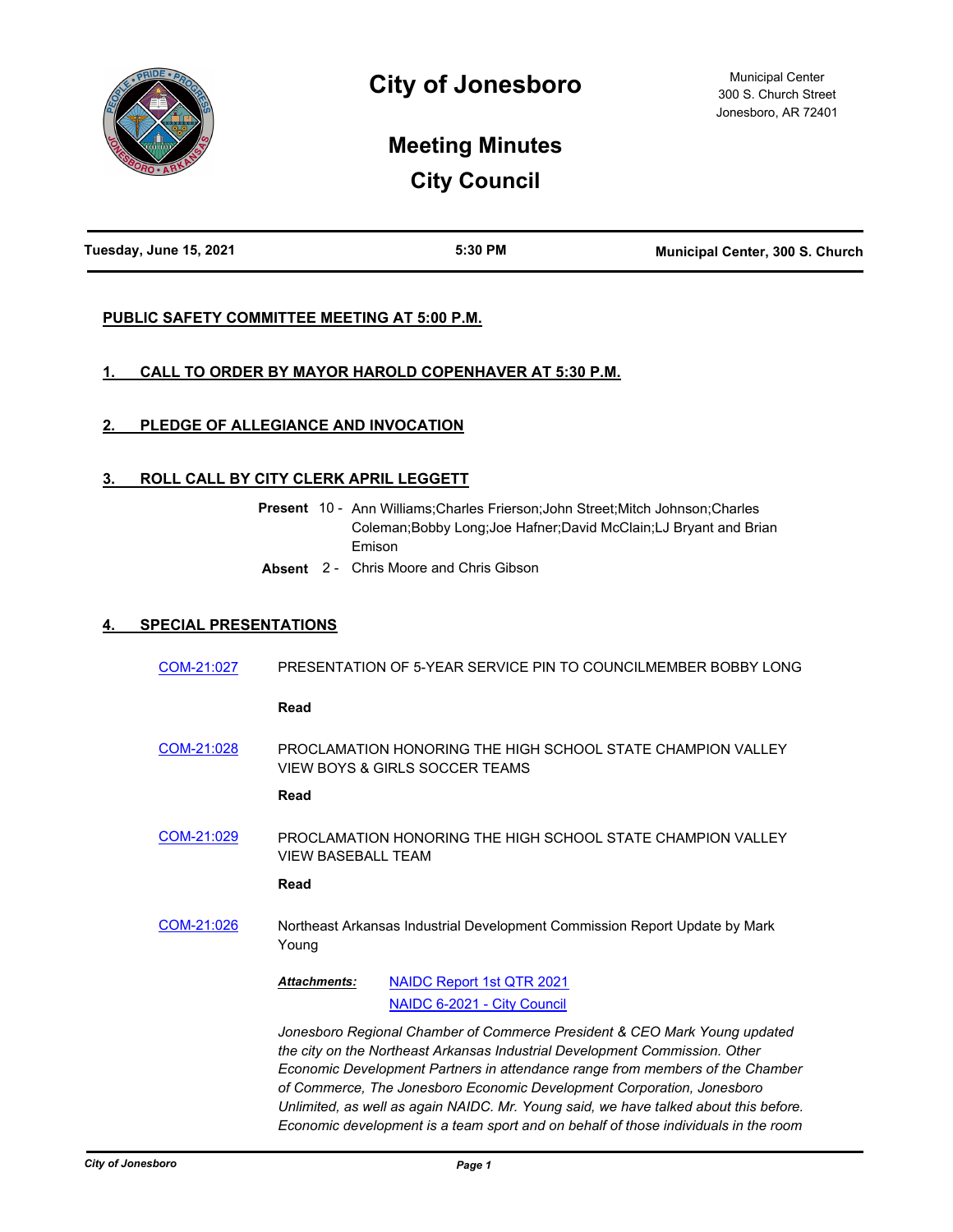# City of Jonesboro

Municipal Center
300 S. Church Street
Jonesboro, AR 72401

## Meeting Minutes
## City Council

**Tuesday, June 15, 2021** | **5:30 PM** | **Municipal Center, 300 S. Church**

### PUBLIC SAFETY COMMITTEE MEETING AT 5:00 P.M.

### 1. CALL TO ORDER BY MAYOR HAROLD COPENHAVER AT 5:30 P.M.

### 2. PLEDGE OF ALLEGIANCE AND INVOCATION

### 3. ROLL CALL BY CITY CLERK APRIL LEGGETT

**Present** 10 - Ann Williams;Charles Frierson;John Street;Mitch Johnson;Charles Coleman;Bobby Long;Joe Hafner;David McClain;LJ Bryant and Brian Emison

**Absent** 2 - Chris Moore and Chris Gibson

### 4. SPECIAL PRESENTATIONS

COM-21:027 PRESENTATION OF 5-YEAR SERVICE PIN TO COUNCILMEMBER BOBBY LONG

**Read**

COM-21:028 PROCLAMATION HONORING THE HIGH SCHOOL STATE CHAMPION VALLEY VIEW BOYS & GIRLS SOCCER TEAMS

**Read**

COM-21:029 PROCLAMATION HONORING THE HIGH SCHOOL STATE CHAMPION VALLEY VIEW BASEBALL TEAM

**Read**

COM-21:026 Northeast Arkansas Industrial Development Commission Report Update by Mark Young

***Attachments:*** NAIDC Report 1st QTR 2021
NAIDC 6-2021 - City Council

*Jonesboro Regional Chamber of Commerce President & CEO Mark Young updated the city on the Northeast Arkansas Industrial Development Commission. Other Economic Development Partners in attendance range from members of the Chamber of Commerce, The Jonesboro Economic Development Corporation, Jonesboro Unlimited, as well as again NAIDC. Mr. Young said, we have talked about this before. Economic development is a team sport and on behalf of those individuals in the room*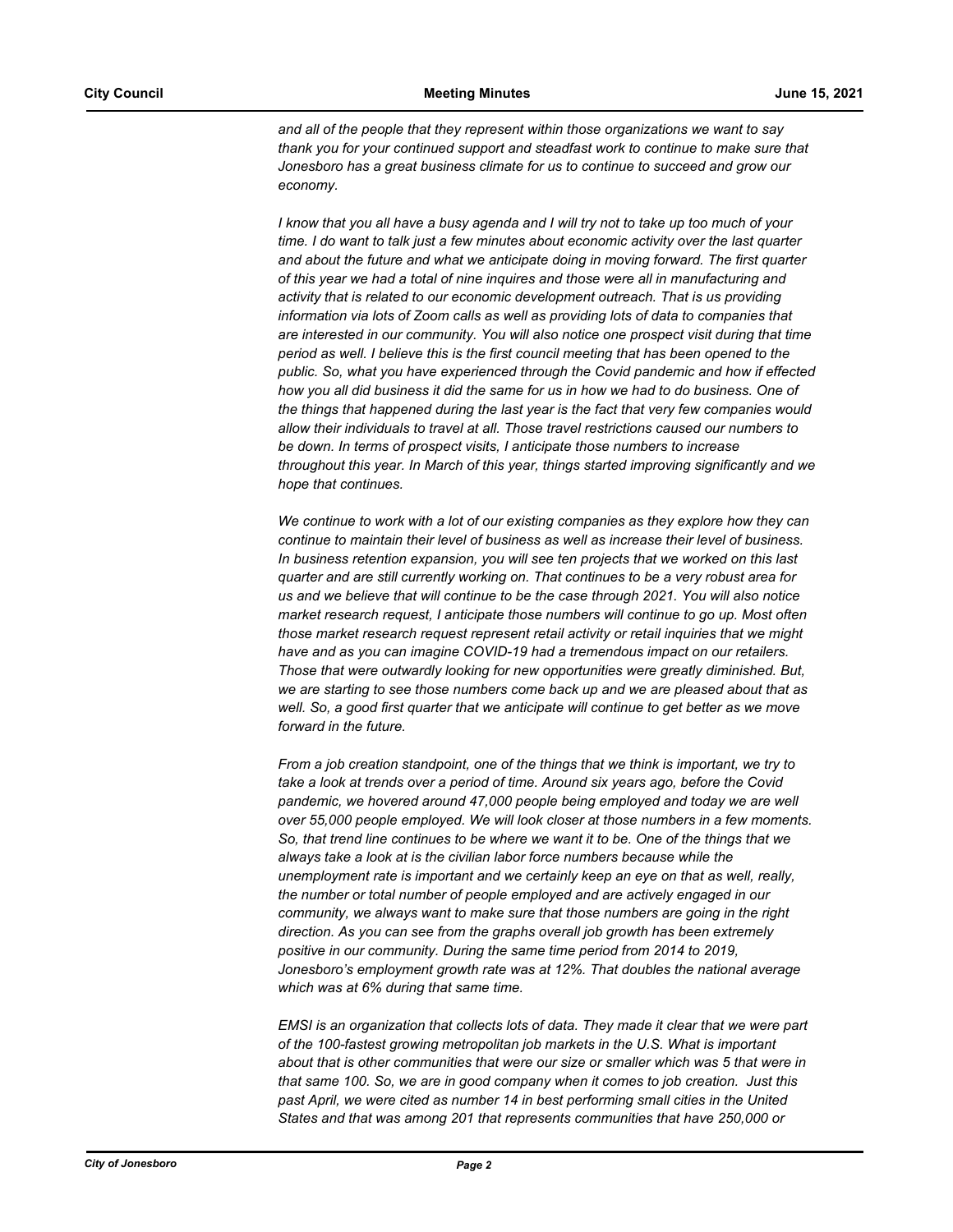*and all of the people that they represent within those organizations we want to say thank you for your continued support and steadfast work to continue to make sure that Jonesboro has a great business climate for us to continue to succeed and grow our economy.*

*I know that you all have a busy agenda and I will try not to take up too much of your time. I do want to talk just a few minutes about economic activity over the last quarter and about the future and what we anticipate doing in moving forward. The first quarter of this year we had a total of nine inquires and those were all in manufacturing and activity that is related to our economic development outreach. That is us providing information via lots of Zoom calls as well as providing lots of data to companies that are interested in our community. You will also notice one prospect visit during that time period as well. I believe this is the first council meeting that has been opened to the public. So, what you have experienced through the Covid pandemic and how if effected how you all did business it did the same for us in how we had to do business. One of the things that happened during the last year is the fact that very few companies would allow their individuals to travel at all. Those travel restrictions caused our numbers to be down. In terms of prospect visits, I anticipate those numbers to increase throughout this year. In March of this year, things started improving significantly and we hope that continues.*

*We continue to work with a lot of our existing companies as they explore how they can continue to maintain their level of business as well as increase their level of business. In business retention expansion, you will see ten projects that we worked on this last quarter and are still currently working on. That continues to be a very robust area for us and we believe that will continue to be the case through 2021. You will also notice market research request, I anticipate those numbers will continue to go up. Most often those market research request represent retail activity or retail inquiries that we might have and as you can imagine COVID-19 had a tremendous impact on our retailers. Those that were outwardly looking for new opportunities were greatly diminished. But, we are starting to see those numbers come back up and we are pleased about that as well. So, a good first quarter that we anticipate will continue to get better as we move forward in the future.*

*From a job creation standpoint, one of the things that we think is important, we try to take a look at trends over a period of time. Around six years ago, before the Covid pandemic, we hovered around 47,000 people being employed and today we are well over 55,000 people employed. We will look closer at those numbers in a few moments. So, that trend line continues to be where we want it to be. One of the things that we always take a look at is the civilian labor force numbers because while the unemployment rate is important and we certainly keep an eye on that as well, really, the number or total number of people employed and are actively engaged in our community, we always want to make sure that those numbers are going in the right direction. As you can see from the graphs overall job growth has been extremely positive in our community. During the same time period from 2014 to 2019, Jonesboro's employment growth rate was at 12%. That doubles the national average which was at 6% during that same time.*

*EMSI is an organization that collects lots of data. They made it clear that we were part of the 100-fastest growing metropolitan job markets in the U.S. What is important about that is other communities that were our size or smaller which was 5 that were in that same 100. So, we are in good company when it comes to job creation. Just this past April, we were cited as number 14 in best performing small cities in the United States and that was among 201 that represents communities that have 250,000 or*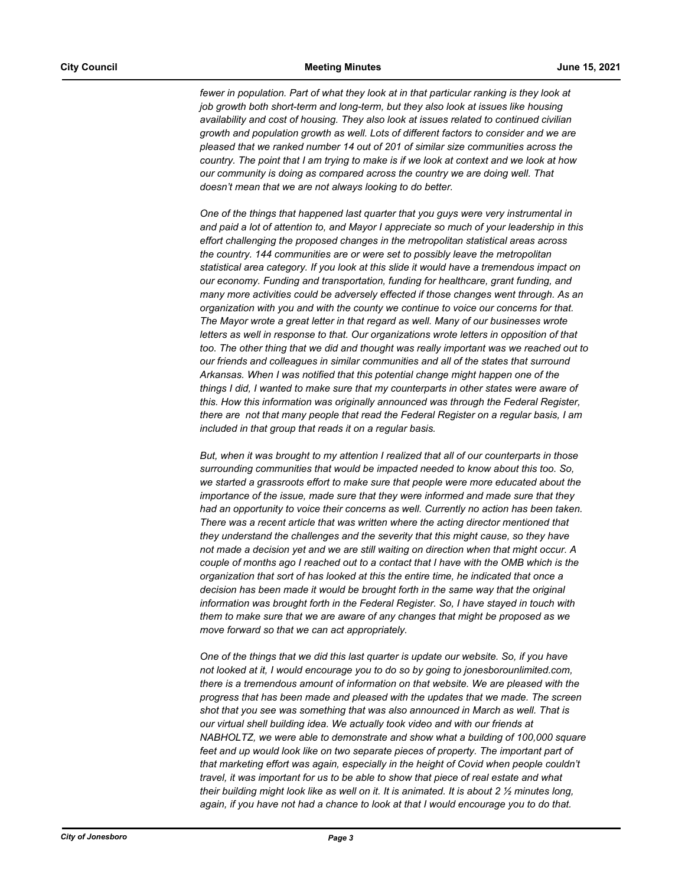*fewer in population. Part of what they look at in that particular ranking is they look at job growth both short-term and long-term, but they also look at issues like housing availability and cost of housing. They also look at issues related to continued civilian growth and population growth as well. Lots of different factors to consider and we are pleased that we ranked number 14 out of 201 of similar size communities across the country. The point that I am trying to make is if we look at context and we look at how our community is doing as compared across the country we are doing well. That doesn't mean that we are not always looking to do better.*

*One of the things that happened last quarter that you guys were very instrumental in and paid a lot of attention to, and Mayor I appreciate so much of your leadership in this effort challenging the proposed changes in the metropolitan statistical areas across the country. 144 communities are or were set to possibly leave the metropolitan statistical area category. If you look at this slide it would have a tremendous impact on our economy. Funding and transportation, funding for healthcare, grant funding, and many more activities could be adversely effected if those changes went through. As an organization with you and with the county we continue to voice our concerns for that. The Mayor wrote a great letter in that regard as well. Many of our businesses wrote letters as well in response to that. Our organizations wrote letters in opposition of that too. The other thing that we did and thought was really important was we reached out to our friends and colleagues in similar communities and all of the states that surround Arkansas. When I was notified that this potential change might happen one of the things I did, I wanted to make sure that my counterparts in other states were aware of this. How this information was originally announced was through the Federal Register, there are not that many people that read the Federal Register on a regular basis, I am included in that group that reads it on a regular basis.*

*But, when it was brought to my attention I realized that all of our counterparts in those surrounding communities that would be impacted needed to know about this too. So, we started a grassroots effort to make sure that people were more educated about the importance of the issue, made sure that they were informed and made sure that they had an opportunity to voice their concerns as well. Currently no action has been taken. There was a recent article that was written where the acting director mentioned that they understand the challenges and the severity that this might cause, so they have not made a decision yet and we are still waiting on direction when that might occur. A couple of months ago I reached out to a contact that I have with the OMB which is the organization that sort of has looked at this the entire time, he indicated that once a decision has been made it would be brought forth in the same way that the original information was brought forth in the Federal Register. So, I have stayed in touch with them to make sure that we are aware of any changes that might be proposed as we move forward so that we can act appropriately.*

*One of the things that we did this last quarter is update our website. So, if you have not looked at it, I would encourage you to do so by going to jonesborounlimited.com, there is a tremendous amount of information on that website. We are pleased with the progress that has been made and pleased with the updates that we made. The screen shot that you see was something that was also announced in March as well. That is our virtual shell building idea. We actually took video and with our friends at NABHOLTZ, we were able to demonstrate and show what a building of 100,000 square feet and up would look like on two separate pieces of property. The important part of that marketing effort was again, especially in the height of Covid when people couldn't travel, it was important for us to be able to show that piece of real estate and what their building might look like as well on it. It is animated. It is about 2 ½ minutes long, again, if you have not had a chance to look at that I would encourage you to do that.*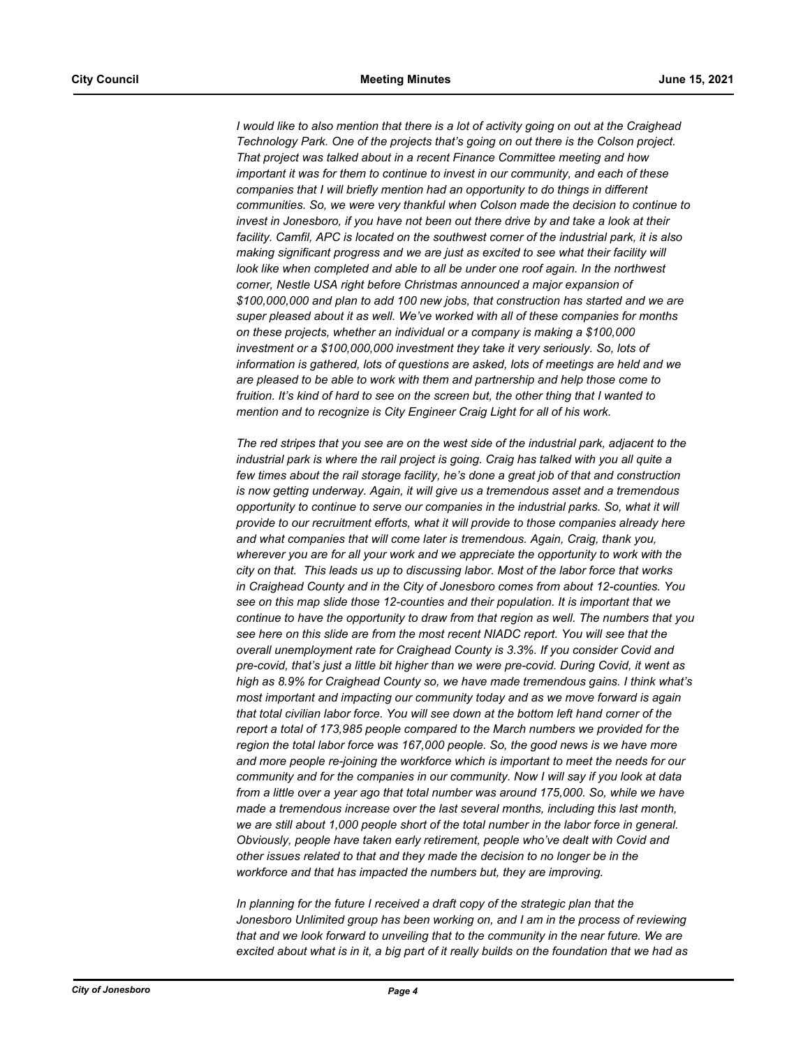*I would like to also mention that there is a lot of activity going on out at the Craighead Technology Park. One of the projects that's going on out there is the Colson project. That project was talked about in a recent Finance Committee meeting and how important it was for them to continue to invest in our community, and each of these companies that I will briefly mention had an opportunity to do things in different communities. So, we were very thankful when Colson made the decision to continue to invest in Jonesboro, if you have not been out there drive by and take a look at their facility. Camfil, APC is located on the southwest corner of the industrial park, it is also making significant progress and we are just as excited to see what their facility will look like when completed and able to all be under one roof again. In the northwest corner, Nestle USA right before Christmas announced a major expansion of $100,000,000 and plan to add 100 new jobs, that construction has started and we are super pleased about it as well. We've worked with all of these companies for months on these projects, whether an individual or a company is making a $100,000 investment or a $100,000,000 investment they take it very seriously. So, lots of information is gathered, lots of questions are asked, lots of meetings are held and we are pleased to be able to work with them and partnership and help those come to fruition. It's kind of hard to see on the screen but, the other thing that I wanted to mention and to recognize is City Engineer Craig Light for all of his work.*

*The red stripes that you see are on the west side of the industrial park, adjacent to the industrial park is where the rail project is going. Craig has talked with you all quite a few times about the rail storage facility, he's done a great job of that and construction is now getting underway. Again, it will give us a tremendous asset and a tremendous opportunity to continue to serve our companies in the industrial parks. So, what it will provide to our recruitment efforts, what it will provide to those companies already here and what companies that will come later is tremendous. Again, Craig, thank you, wherever you are for all your work and we appreciate the opportunity to work with the city on that. This leads us up to discussing labor. Most of the labor force that works in Craighead County and in the City of Jonesboro comes from about 12-counties. You see on this map slide those 12-counties and their population. It is important that we continue to have the opportunity to draw from that region as well. The numbers that you see here on this slide are from the most recent NIADC report. You will see that the overall unemployment rate for Craighead County is 3.3%. If you consider Covid and pre-covid, that's just a little bit higher than we were pre-covid. During Covid, it went as high as 8.9% for Craighead County so, we have made tremendous gains. I think what's most important and impacting our community today and as we move forward is again that total civilian labor force. You will see down at the bottom left hand corner of the report a total of 173,985 people compared to the March numbers we provided for the region the total labor force was 167,000 people. So, the good news is we have more and more people re-joining the workforce which is important to meet the needs for our community and for the companies in our community. Now I will say if you look at data from a little over a year ago that total number was around 175,000. So, while we have made a tremendous increase over the last several months, including this last month, we are still about 1,000 people short of the total number in the labor force in general. Obviously, people have taken early retirement, people who've dealt with Covid and other issues related to that and they made the decision to no longer be in the workforce and that has impacted the numbers but, they are improving.*

*In planning for the future I received a draft copy of the strategic plan that the Jonesboro Unlimited group has been working on, and I am in the process of reviewing that and we look forward to unveiling that to the community in the near future. We are excited about what is in it, a big part of it really builds on the foundation that we had as*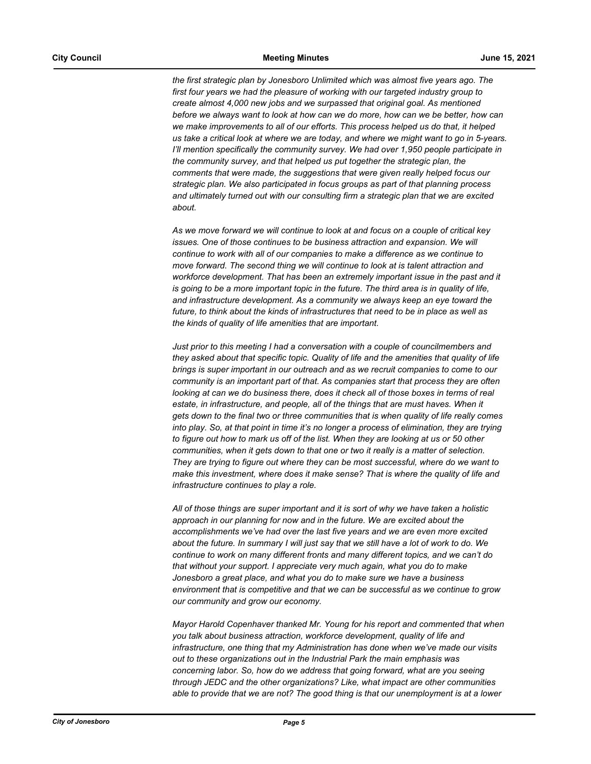*the first strategic plan by Jonesboro Unlimited which was almost five years ago. The first four years we had the pleasure of working with our targeted industry group to create almost 4,000 new jobs and we surpassed that original goal. As mentioned before we always want to look at how can we do more, how can we be better, how can we make improvements to all of our efforts. This process helped us do that, it helped us take a critical look at where we are today, and where we might want to go in 5-years. I'll mention specifically the community survey. We had over 1,950 people participate in the community survey, and that helped us put together the strategic plan, the comments that were made, the suggestions that were given really helped focus our strategic plan. We also participated in focus groups as part of that planning process and ultimately turned out with our consulting firm a strategic plan that we are excited about.*

*As we move forward we will continue to look at and focus on a couple of critical key issues. One of those continues to be business attraction and expansion. We will continue to work with all of our companies to make a difference as we continue to move forward. The second thing we will continue to look at is talent attraction and workforce development. That has been an extremely important issue in the past and it is going to be a more important topic in the future. The third area is in quality of life, and infrastructure development. As a community we always keep an eye toward the future, to think about the kinds of infrastructures that need to be in place as well as the kinds of quality of life amenities that are important.*

*Just prior to this meeting I had a conversation with a couple of councilmembers and they asked about that specific topic. Quality of life and the amenities that quality of life brings is super important in our outreach and as we recruit companies to come to our community is an important part of that. As companies start that process they are often looking at can we do business there, does it check all of those boxes in terms of real estate, in infrastructure, and people, all of the things that are must haves. When it gets down to the final two or three communities that is when quality of life really comes into play. So, at that point in time it's no longer a process of elimination, they are trying to figure out how to mark us off of the list. When they are looking at us or 50 other communities, when it gets down to that one or two it really is a matter of selection. They are trying to figure out where they can be most successful, where do we want to make this investment, where does it make sense? That is where the quality of life and infrastructure continues to play a role.*

*All of those things are super important and it is sort of why we have taken a holistic approach in our planning for now and in the future. We are excited about the accomplishments we've had over the last five years and we are even more excited about the future. In summary I will just say that we still have a lot of work to do. We continue to work on many different fronts and many different topics, and we can't do that without your support. I appreciate very much again, what you do to make Jonesboro a great place, and what you do to make sure we have a business environment that is competitive and that we can be successful as we continue to grow our community and grow our economy.*

*Mayor Harold Copenhaver thanked Mr. Young for his report and commented that when you talk about business attraction, workforce development, quality of life and infrastructure, one thing that my Administration has done when we've made our visits out to these organizations out in the Industrial Park the main emphasis was concerning labor. So, how do we address that going forward, what are you seeing through JEDC and the other organizations? Like, what impact are other communities able to provide that we are not? The good thing is that our unemployment is at a lower*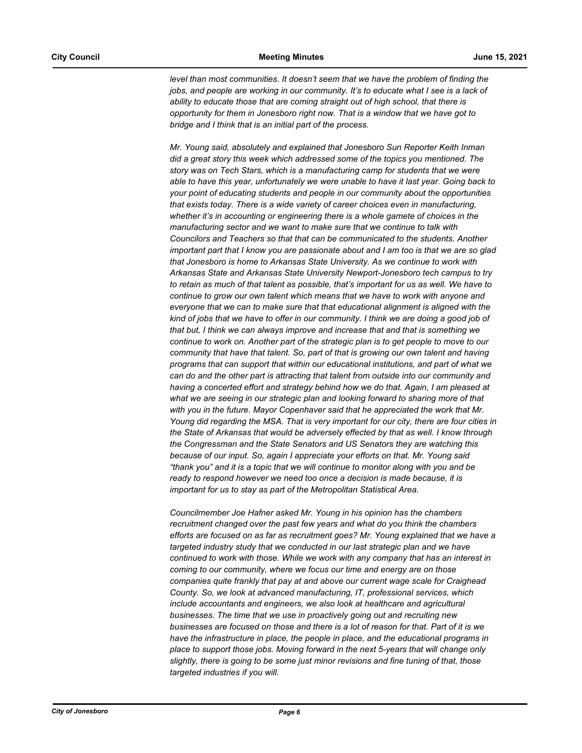*level than most communities. It doesn't seem that we have the problem of finding the jobs, and people are working in our community. It's to educate what I see is a lack of ability to educate those that are coming straight out of high school, that there is opportunity for them in Jonesboro right now. That is a window that we have got to bridge and I think that is an initial part of the process.*

*Mr. Young said, absolutely and explained that Jonesboro Sun Reporter Keith Inman did a great story this week which addressed some of the topics you mentioned. The story was on Tech Stars, which is a manufacturing camp for students that we were able to have this year, unfortunately we were unable to have it last year. Going back to your point of educating students and people in our community about the opportunities that exists today. There is a wide variety of career choices even in manufacturing, whether it's in accounting or engineering there is a whole gamete of choices in the manufacturing sector and we want to make sure that we continue to talk with Councilors and Teachers so that that can be communicated to the students. Another important part that I know you are passionate about and I am too is that we are so glad that Jonesboro is home to Arkansas State University. As we continue to work with Arkansas State and Arkansas State University Newport-Jonesboro tech campus to try to retain as much of that talent as possible, that's important for us as well. We have to continue to grow our own talent which means that we have to work with anyone and everyone that we can to make sure that that educational alignment is aligned with the kind of jobs that we have to offer in our community. I think we are doing a good job of that but, I think we can always improve and increase that and that is something we continue to work on. Another part of the strategic plan is to get people to move to our community that have that talent. So, part of that is growing our own talent and having programs that can support that within our educational institutions, and part of what we can do and the other part is attracting that talent from outside into our community and having a concerted effort and strategy behind how we do that. Again, I am pleased at what we are seeing in our strategic plan and looking forward to sharing more of that with you in the future. Mayor Copenhaver said that he appreciated the work that Mr. Young did regarding the MSA. That is very important for our city, there are four cities in the State of Arkansas that would be adversely effected by that as well. I know through the Congressman and the State Senators and US Senators they are watching this because of our input. So, again I appreciate your efforts on that. Mr. Young said "thank you" and it is a topic that we will continue to monitor along with you and be ready to respond however we need too once a decision is made because, it is important for us to stay as part of the Metropolitan Statistical Area.*

*Councilmember Joe Hafner asked Mr. Young in his opinion has the chambers recruitment changed over the past few years and what do you think the chambers efforts are focused on as far as recruitment goes? Mr. Young explained that we have a targeted industry study that we conducted in our last strategic plan and we have continued to work with those. While we work with any company that has an interest in coming to our community, where we focus our time and energy are on those companies quite frankly that pay at and above our current wage scale for Craighead County. So, we look at advanced manufacturing, IT, professional services, which include accountants and engineers, we also look at healthcare and agricultural businesses. The time that we use in proactively going out and recruiting new businesses are focused on those and there is a lot of reason for that. Part of it is we have the infrastructure in place, the people in place, and the educational programs in place to support those jobs. Moving forward in the next 5-years that will change only slightly, there is going to be some just minor revisions and fine tuning of that, those targeted industries if you will.*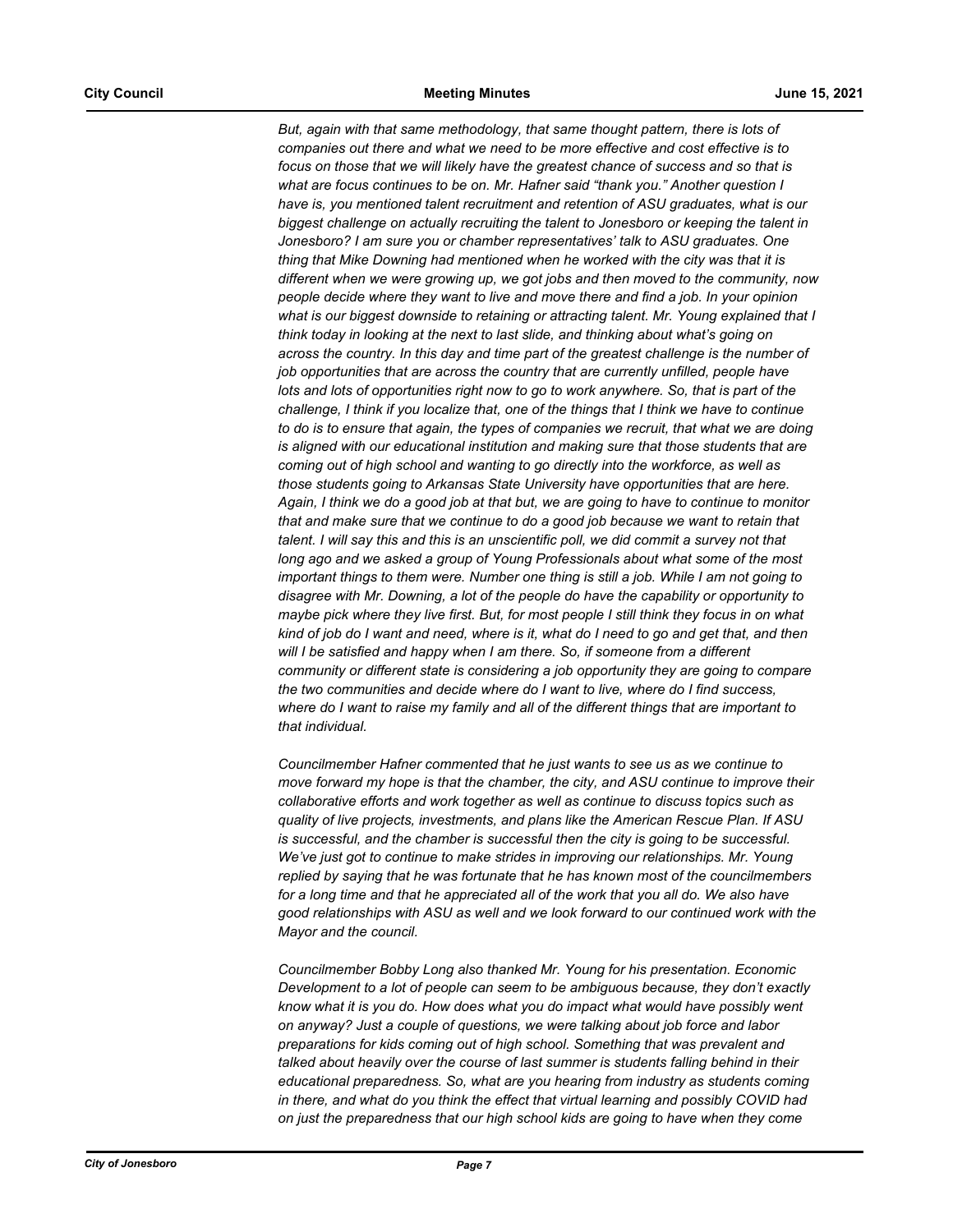*But, again with that same methodology, that same thought pattern, there is lots of companies out there and what we need to be more effective and cost effective is to focus on those that we will likely have the greatest chance of success and so that is what are focus continues to be on. Mr. Hafner said "thank you." Another question I have is, you mentioned talent recruitment and retention of ASU graduates, what is our biggest challenge on actually recruiting the talent to Jonesboro or keeping the talent in Jonesboro? I am sure you or chamber representatives' talk to ASU graduates. One thing that Mike Downing had mentioned when he worked with the city was that it is different when we were growing up, we got jobs and then moved to the community, now people decide where they want to live and move there and find a job. In your opinion what is our biggest downside to retaining or attracting talent. Mr. Young explained that I think today in looking at the next to last slide, and thinking about what's going on across the country. In this day and time part of the greatest challenge is the number of job opportunities that are across the country that are currently unfilled, people have lots and lots of opportunities right now to go to work anywhere. So, that is part of the challenge, I think if you localize that, one of the things that I think we have to continue to do is to ensure that again, the types of companies we recruit, that what we are doing is aligned with our educational institution and making sure that those students that are coming out of high school and wanting to go directly into the workforce, as well as those students going to Arkansas State University have opportunities that are here. Again, I think we do a good job at that but, we are going to have to continue to monitor that and make sure that we continue to do a good job because we want to retain that talent. I will say this and this is an unscientific poll, we did commit a survey not that long ago and we asked a group of Young Professionals about what some of the most important things to them were. Number one thing is still a job. While I am not going to disagree with Mr. Downing, a lot of the people do have the capability or opportunity to maybe pick where they live first. But, for most people I still think they focus in on what kind of job do I want and need, where is it, what do I need to go and get that, and then will I be satisfied and happy when I am there. So, if someone from a different community or different state is considering a job opportunity they are going to compare the two communities and decide where do I want to live, where do I find success, where do I want to raise my family and all of the different things that are important to that individual.*

*Councilmember Hafner commented that he just wants to see us as we continue to move forward my hope is that the chamber, the city, and ASU continue to improve their collaborative efforts and work together as well as continue to discuss topics such as quality of live projects, investments, and plans like the American Rescue Plan. If ASU is successful, and the chamber is successful then the city is going to be successful. We've just got to continue to make strides in improving our relationships. Mr. Young replied by saying that he was fortunate that he has known most of the councilmembers for a long time and that he appreciated all of the work that you all do. We also have good relationships with ASU as well and we look forward to our continued work with the Mayor and the council.*

*Councilmember Bobby Long also thanked Mr. Young for his presentation. Economic Development to a lot of people can seem to be ambiguous because, they don't exactly know what it is you do. How does what you do impact what would have possibly went on anyway? Just a couple of questions, we were talking about job force and labor preparations for kids coming out of high school. Something that was prevalent and talked about heavily over the course of last summer is students falling behind in their educational preparedness. So, what are you hearing from industry as students coming in there, and what do you think the effect that virtual learning and possibly COVID had on just the preparedness that our high school kids are going to have when they come*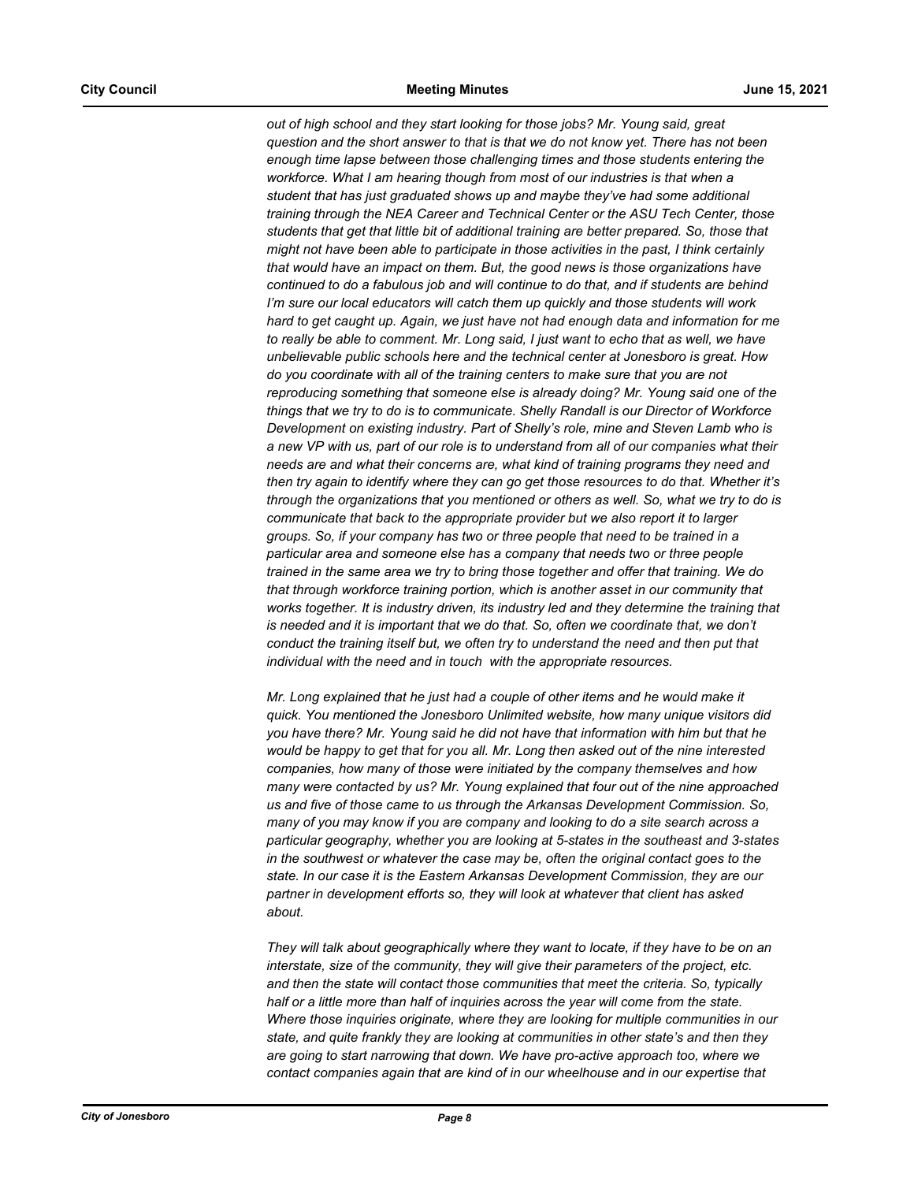*out of high school and they start looking for those jobs? Mr. Young said, great question and the short answer to that is that we do not know yet. There has not been enough time lapse between those challenging times and those students entering the workforce. What I am hearing though from most of our industries is that when a student that has just graduated shows up and maybe they've had some additional training through the NEA Career and Technical Center or the ASU Tech Center, those students that get that little bit of additional training are better prepared. So, those that might not have been able to participate in those activities in the past, I think certainly that would have an impact on them. But, the good news is those organizations have continued to do a fabulous job and will continue to do that, and if students are behind I'm sure our local educators will catch them up quickly and those students will work hard to get caught up. Again, we just have not had enough data and information for me to really be able to comment. Mr. Long said, I just want to echo that as well, we have unbelievable public schools here and the technical center at Jonesboro is great. How do you coordinate with all of the training centers to make sure that you are not reproducing something that someone else is already doing? Mr. Young said one of the things that we try to do is to communicate. Shelly Randall is our Director of Workforce Development on existing industry. Part of Shelly's role, mine and Steven Lamb who is a new VP with us, part of our role is to understand from all of our companies what their needs are and what their concerns are, what kind of training programs they need and then try again to identify where they can go get those resources to do that. Whether it's through the organizations that you mentioned or others as well. So, what we try to do is communicate that back to the appropriate provider but we also report it to larger groups. So, if your company has two or three people that need to be trained in a particular area and someone else has a company that needs two or three people trained in the same area we try to bring those together and offer that training. We do that through workforce training portion, which is another asset in our community that works together. It is industry driven, its industry led and they determine the training that is needed and it is important that we do that. So, often we coordinate that, we don't conduct the training itself but, we often try to understand the need and then put that individual with the need and in touch with the appropriate resources.*

*Mr. Long explained that he just had a couple of other items and he would make it quick. You mentioned the Jonesboro Unlimited website, how many unique visitors did you have there? Mr. Young said he did not have that information with him but that he would be happy to get that for you all. Mr. Long then asked out of the nine interested companies, how many of those were initiated by the company themselves and how many were contacted by us? Mr. Young explained that four out of the nine approached us and five of those came to us through the Arkansas Development Commission. So, many of you may know if you are company and looking to do a site search across a particular geography, whether you are looking at 5-states in the southeast and 3-states in the southwest or whatever the case may be, often the original contact goes to the state. In our case it is the Eastern Arkansas Development Commission, they are our partner in development efforts so, they will look at whatever that client has asked about.*

*They will talk about geographically where they want to locate, if they have to be on an interstate, size of the community, they will give their parameters of the project, etc. and then the state will contact those communities that meet the criteria. So, typically half or a little more than half of inquiries across the year will come from the state. Where those inquiries originate, where they are looking for multiple communities in our state, and quite frankly they are looking at communities in other state's and then they are going to start narrowing that down. We have pro-active approach too, where we contact companies again that are kind of in our wheelhouse and in our expertise that*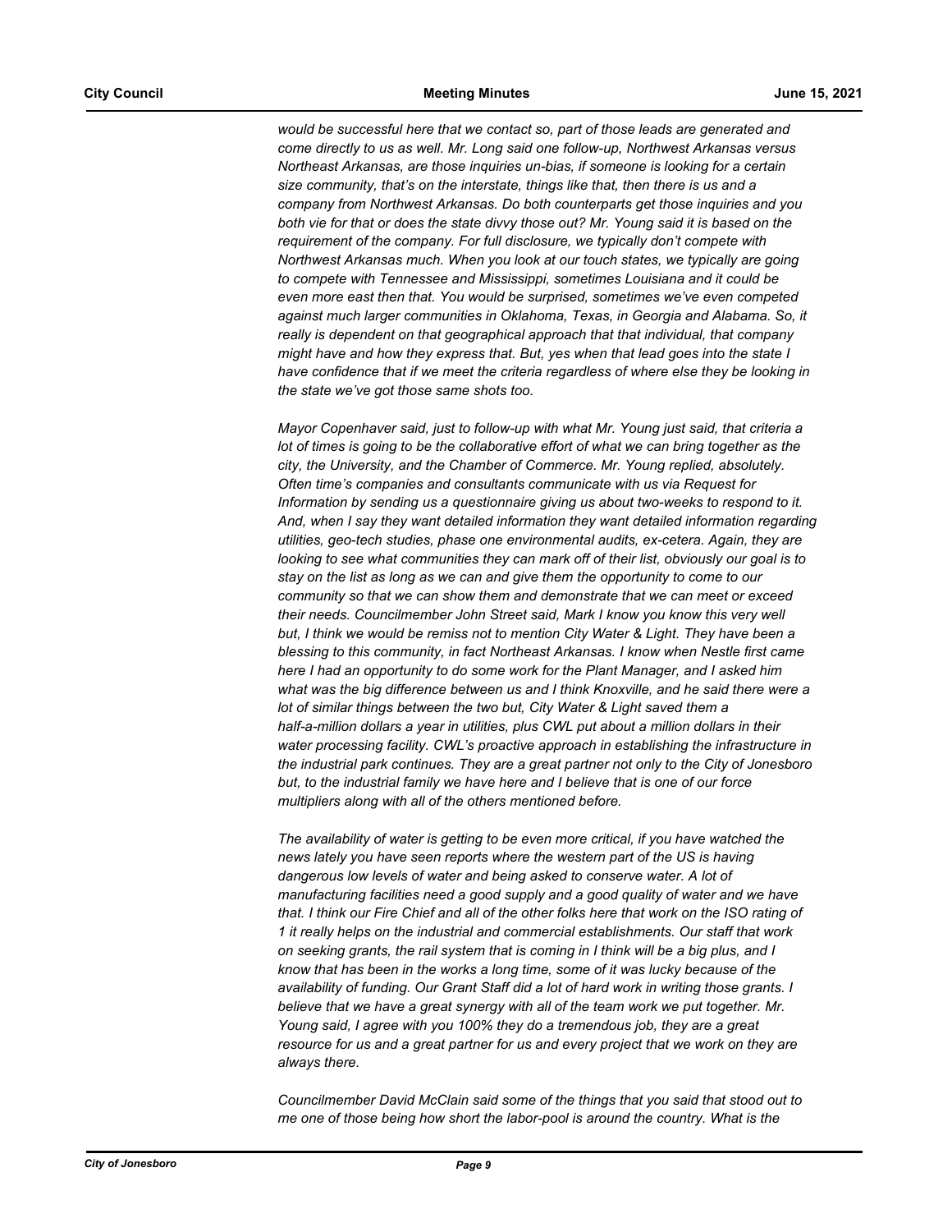*would be successful here that we contact so, part of those leads are generated and come directly to us as well. Mr. Long said one follow-up, Northwest Arkansas versus Northeast Arkansas, are those inquiries un-bias, if someone is looking for a certain size community, that's on the interstate, things like that, then there is us and a company from Northwest Arkansas. Do both counterparts get those inquiries and you both vie for that or does the state divvy those out? Mr. Young said it is based on the requirement of the company. For full disclosure, we typically don't compete with Northwest Arkansas much. When you look at our touch states, we typically are going to compete with Tennessee and Mississippi, sometimes Louisiana and it could be even more east then that. You would be surprised, sometimes we've even competed against much larger communities in Oklahoma, Texas, in Georgia and Alabama. So, it really is dependent on that geographical approach that that individual, that company might have and how they express that. But, yes when that lead goes into the state I have confidence that if we meet the criteria regardless of where else they be looking in the state we've got those same shots too.*

*Mayor Copenhaver said, just to follow-up with what Mr. Young just said, that criteria a lot of times is going to be the collaborative effort of what we can bring together as the city, the University, and the Chamber of Commerce. Mr. Young replied, absolutely. Often time's companies and consultants communicate with us via Request for Information by sending us a questionnaire giving us about two-weeks to respond to it. And, when I say they want detailed information they want detailed information regarding utilities, geo-tech studies, phase one environmental audits, ex-cetera. Again, they are looking to see what communities they can mark off of their list, obviously our goal is to stay on the list as long as we can and give them the opportunity to come to our community so that we can show them and demonstrate that we can meet or exceed their needs. Councilmember John Street said, Mark I know you know this very well but, I think we would be remiss not to mention City Water & Light. They have been a blessing to this community, in fact Northeast Arkansas. I know when Nestle first came here I had an opportunity to do some work for the Plant Manager, and I asked him what was the big difference between us and I think Knoxville, and he said there were a lot of similar things between the two but, City Water & Light saved them a half-a-million dollars a year in utilities, plus CWL put about a million dollars in their water processing facility. CWL's proactive approach in establishing the infrastructure in the industrial park continues. They are a great partner not only to the City of Jonesboro but, to the industrial family we have here and I believe that is one of our force multipliers along with all of the others mentioned before.*

*The availability of water is getting to be even more critical, if you have watched the news lately you have seen reports where the western part of the US is having dangerous low levels of water and being asked to conserve water. A lot of manufacturing facilities need a good supply and a good quality of water and we have that. I think our Fire Chief and all of the other folks here that work on the ISO rating of 1 it really helps on the industrial and commercial establishments. Our staff that work on seeking grants, the rail system that is coming in I think will be a big plus, and I know that has been in the works a long time, some of it was lucky because of the availability of funding. Our Grant Staff did a lot of hard work in writing those grants. I believe that we have a great synergy with all of the team work we put together. Mr. Young said, I agree with you 100% they do a tremendous job, they are a great resource for us and a great partner for us and every project that we work on they are always there.*

*Councilmember David McClain said some of the things that you said that stood out to me one of those being how short the labor-pool is around the country. What is the*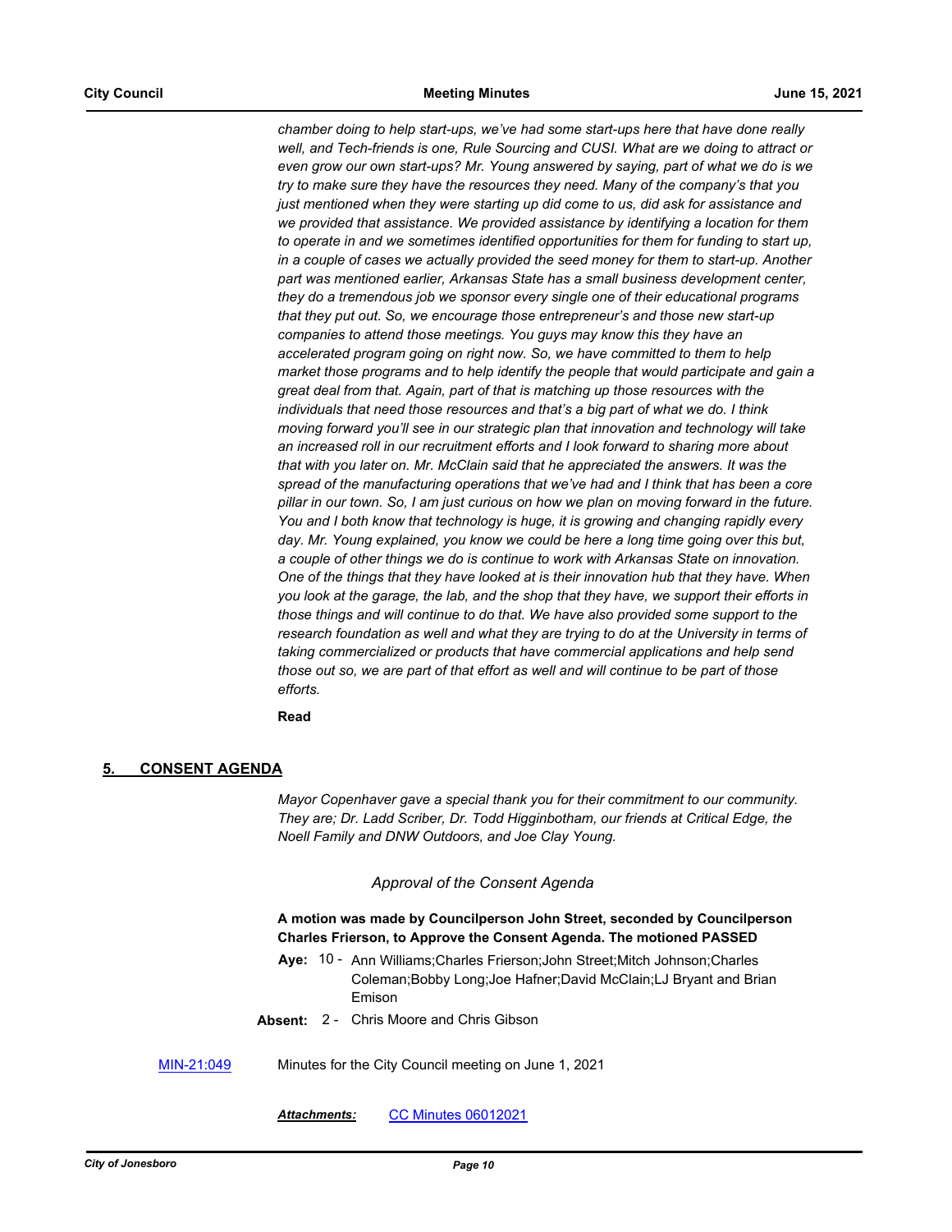*chamber doing to help start-ups, we've had some start-ups here that have done really well, and Tech-friends is one, Rule Sourcing and CUSI. What are we doing to attract or even grow our own start-ups? Mr. Young answered by saying, part of what we do is we try to make sure they have the resources they need. Many of the company's that you just mentioned when they were starting up did come to us, did ask for assistance and we provided that assistance. We provided assistance by identifying a location for them to operate in and we sometimes identified opportunities for them for funding to start up, in a couple of cases we actually provided the seed money for them to start-up. Another part was mentioned earlier, Arkansas State has a small business development center, they do a tremendous job we sponsor every single one of their educational programs that they put out. So, we encourage those entrepreneur's and those new start-up companies to attend those meetings. You guys may know this they have an accelerated program going on right now. So, we have committed to them to help market those programs and to help identify the people that would participate and gain a great deal from that. Again, part of that is matching up those resources with the individuals that need those resources and that's a big part of what we do. I think moving forward you'll see in our strategic plan that innovation and technology will take an increased roll in our recruitment efforts and I look forward to sharing more about that with you later on. Mr. McClain said that he appreciated the answers. It was the spread of the manufacturing operations that we've had and I think that has been a core pillar in our town. So, I am just curious on how we plan on moving forward in the future. You and I both know that technology is huge, it is growing and changing rapidly every day. Mr. Young explained, you know we could be here a long time going over this but, a couple of other things we do is continue to work with Arkansas State on innovation. One of the things that they have looked at is their innovation hub that they have. When you look at the garage, the lab, and the shop that they have, we support their efforts in those things and will continue to do that. We have also provided some support to the research foundation as well and what they are trying to do at the University in terms of taking commercialized or products that have commercial applications and help send those out so, we are part of that effort as well and will continue to be part of those efforts.*

**Read**

## 5. CONSENT AGENDA

*Mayor Copenhaver gave a special thank you for their commitment to our community. They are; Dr. Ladd Scriber, Dr. Todd Higginbotham, our friends at Critical Edge, the Noell Family and DNW Outdoors, and Joe Clay Young.*

*Approval of the Consent Agenda*

**A motion was made by Councilperson John Street, seconded by Councilperson Charles Frierson, to Approve the Consent Agenda. The motioned PASSED**

**Aye:** 10 - Ann Williams;Charles Frierson;John Street;Mitch Johnson;Charles Coleman;Bobby Long;Joe Hafner;David McClain;LJ Bryant and Brian Emison

**Absent:** 2 - Chris Moore and Chris Gibson

MIN-21:049 Minutes for the City Council meeting on June 1, 2021

***Attachments:*** CC Minutes 06012021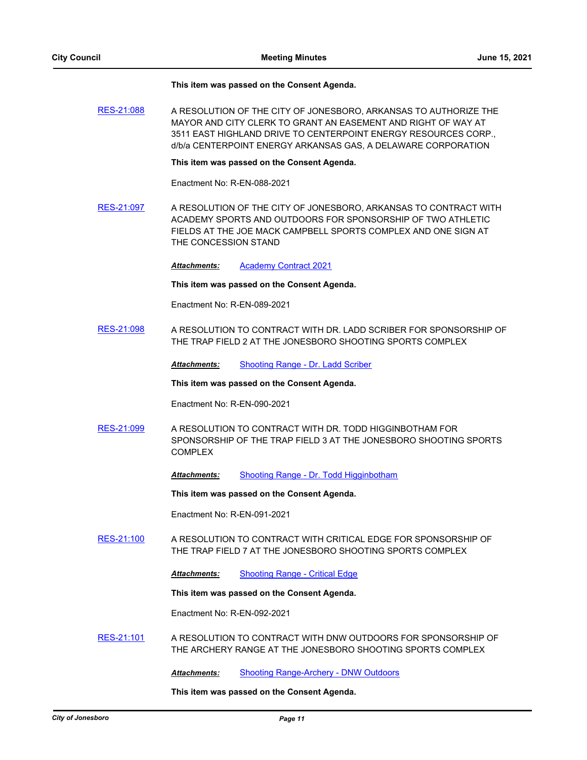**This item was passed on the Consent Agenda.**

RES-21:088 A RESOLUTION OF THE CITY OF JONESBORO, ARKANSAS TO AUTHORIZE THE MAYOR AND CITY CLERK TO GRANT AN EASEMENT AND RIGHT OF WAY AT 3511 EAST HIGHLAND DRIVE TO CENTERPOINT ENERGY RESOURCES CORP., d/b/a CENTERPOINT ENERGY ARKANSAS GAS, A DELAWARE CORPORATION

**This item was passed on the Consent Agenda.**

Enactment No: R-EN-088-2021

RES-21:097 A RESOLUTION OF THE CITY OF JONESBORO, ARKANSAS TO CONTRACT WITH ACADEMY SPORTS AND OUTDOORS FOR SPONSORSHIP OF TWO ATHLETIC FIELDS AT THE JOE MACK CAMPBELL SPORTS COMPLEX AND ONE SIGN AT THE CONCESSION STAND

***Attachments:*** Academy Contract 2021

**This item was passed on the Consent Agenda.**

Enactment No: R-EN-089-2021

RES-21:098 A RESOLUTION TO CONTRACT WITH DR. LADD SCRIBER FOR SPONSORSHIP OF THE TRAP FIELD 2 AT THE JONESBORO SHOOTING SPORTS COMPLEX

***Attachments:*** Shooting Range - Dr. Ladd Scriber

**This item was passed on the Consent Agenda.**

Enactment No: R-EN-090-2021

RES-21:099 A RESOLUTION TO CONTRACT WITH DR. TODD HIGGINBOTHAM FOR SPONSORSHIP OF THE TRAP FIELD 3 AT THE JONESBORO SHOOTING SPORTS COMPLEX

***Attachments:*** Shooting Range - Dr. Todd Higginbotham

**This item was passed on the Consent Agenda.**

Enactment No: R-EN-091-2021

RES-21:100 A RESOLUTION TO CONTRACT WITH CRITICAL EDGE FOR SPONSORSHIP OF THE TRAP FIELD 7 AT THE JONESBORO SHOOTING SPORTS COMPLEX

***Attachments:*** Shooting Range - Critical Edge

**This item was passed on the Consent Agenda.**

Enactment No: R-EN-092-2021

RES-21:101 A RESOLUTION TO CONTRACT WITH DNW OUTDOORS FOR SPONSORSHIP OF THE ARCHERY RANGE AT THE JONESBORO SHOOTING SPORTS COMPLEX

***Attachments:*** Shooting Range-Archery - DNW Outdoors

**This item was passed on the Consent Agenda.**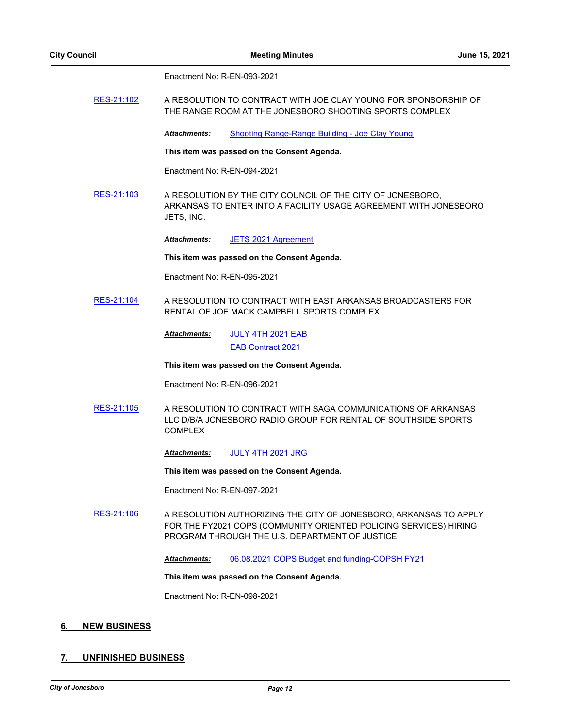Enactment No: R-EN-093-2021

RES-21:102 A RESOLUTION TO CONTRACT WITH JOE CLAY YOUNG FOR SPONSORSHIP OF THE RANGE ROOM AT THE JONESBORO SHOOTING SPORTS COMPLEX

***Attachments:*** Shooting Range-Range Building - Joe Clay Young

**This item was passed on the Consent Agenda.**

Enactment No: R-EN-094-2021

RES-21:103 A RESOLUTION BY THE CITY COUNCIL OF THE CITY OF JONESBORO, ARKANSAS TO ENTER INTO A FACILITY USAGE AGREEMENT WITH JONESBORO JETS, INC.

***Attachments:*** JETS 2021 Agreement

**This item was passed on the Consent Agenda.**

Enactment No: R-EN-095-2021

RES-21:104 A RESOLUTION TO CONTRACT WITH EAST ARKANSAS BROADCASTERS FOR RENTAL OF JOE MACK CAMPBELL SPORTS COMPLEX

***Attachments:*** JULY 4TH 2021 EAB
EAB Contract 2021

**This item was passed on the Consent Agenda.**

Enactment No: R-EN-096-2021

RES-21:105 A RESOLUTION TO CONTRACT WITH SAGA COMMUNICATIONS OF ARKANSAS LLC D/B/A JONESBORO RADIO GROUP FOR RENTAL OF SOUTHSIDE SPORTS COMPLEX

***Attachments:*** JULY 4TH 2021 JRG

**This item was passed on the Consent Agenda.**

Enactment No: R-EN-097-2021

RES-21:106 A RESOLUTION AUTHORIZING THE CITY OF JONESBORO, ARKANSAS TO APPLY FOR THE FY2021 COPS (COMMUNITY ORIENTED POLICING SERVICES) HIRING PROGRAM THROUGH THE U.S. DEPARTMENT OF JUSTICE

***Attachments:*** 06.08.2021 COPS Budget and funding-COPSH FY21

**This item was passed on the Consent Agenda.**

Enactment No: R-EN-098-2021

## 6. NEW BUSINESS

## 7. UNFINISHED BUSINESS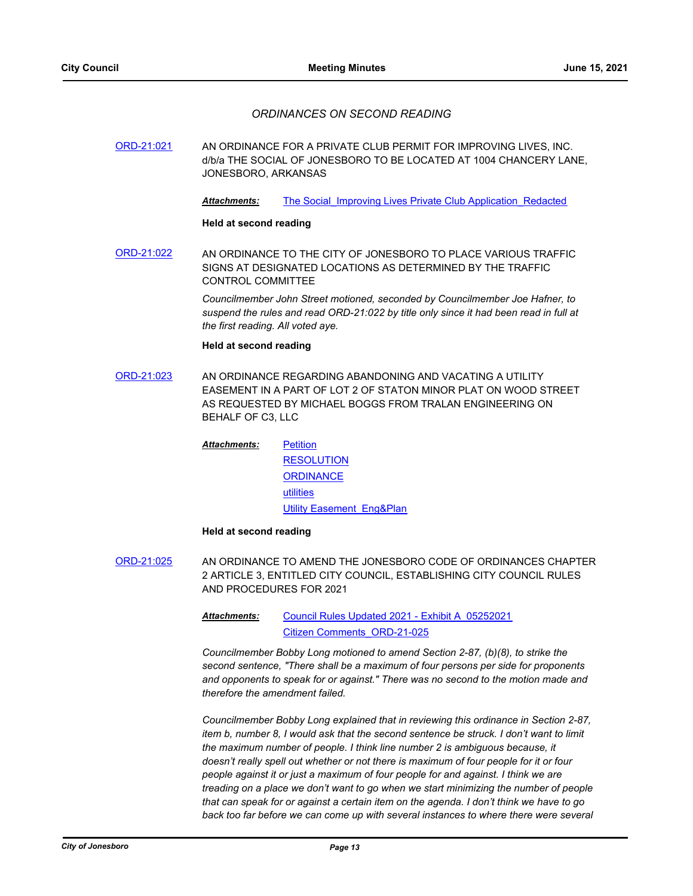### *ORDINANCES ON SECOND READING*

**ORD-21:021** AN ORDINANCE FOR A PRIVATE CLUB PERMIT FOR IMPROVING LIVES, INC. d/b/a THE SOCIAL OF JONESBORO TO BE LOCATED AT 1004 CHANCERY LANE, JONESBORO, ARKANSAS

***Attachments:*** The Social_Improving Lives Private Club Application_Redacted

**Held at second reading**

**ORD-21:022** AN ORDINANCE TO THE CITY OF JONESBORO TO PLACE VARIOUS TRAFFIC SIGNS AT DESIGNATED LOCATIONS AS DETERMINED BY THE TRAFFIC CONTROL COMMITTEE

*Councilmember John Street motioned, seconded by Councilmember Joe Hafner, to suspend the rules and read ORD-21:022 by title only since it had been read in full at the first reading. All voted aye.*

**Held at second reading**

**ORD-21:023** AN ORDINANCE REGARDING ABANDONING AND VACATING A UTILITY EASEMENT IN A PART OF LOT 2 OF STATON MINOR PLAT ON WOOD STREET AS REQUESTED BY MICHAEL BOGGS FROM TRALAN ENGINEERING ON BEHALF OF C3, LLC

***Attachments:*** Petition
RESOLUTION
ORDINANCE
utilities
Utility Easement_Eng&Plan

**Held at second reading**

**ORD-21:025** AN ORDINANCE TO AMEND THE JONESBORO CODE OF ORDINANCES CHAPTER 2 ARTICLE 3, ENTITLED CITY COUNCIL, ESTABLISHING CITY COUNCIL RULES AND PROCEDURES FOR 2021

***Attachments:*** Council Rules Updated 2021 - Exhibit A_05252021
Citizen Comments_ORD-21-025

*Councilmember Bobby Long motioned to amend Section 2-87, (b)(8), to strike the second sentence, "There shall be a maximum of four persons per side for proponents and opponents to speak for or against." There was no second to the motion made and therefore the amendment failed.*

*Councilmember Bobby Long explained that in reviewing this ordinance in Section 2-87, item b, number 8, I would ask that the second sentence be struck. I don't want to limit the maximum number of people. I think line number 2 is ambiguous because, it doesn't really spell out whether or not there is maximum of four people for it or four people against it or just a maximum of four people for and against. I think we are treading on a place we don't want to go when we start minimizing the number of people that can speak for or against a certain item on the agenda. I don't think we have to go back too far before we can come up with several instances to where there were several*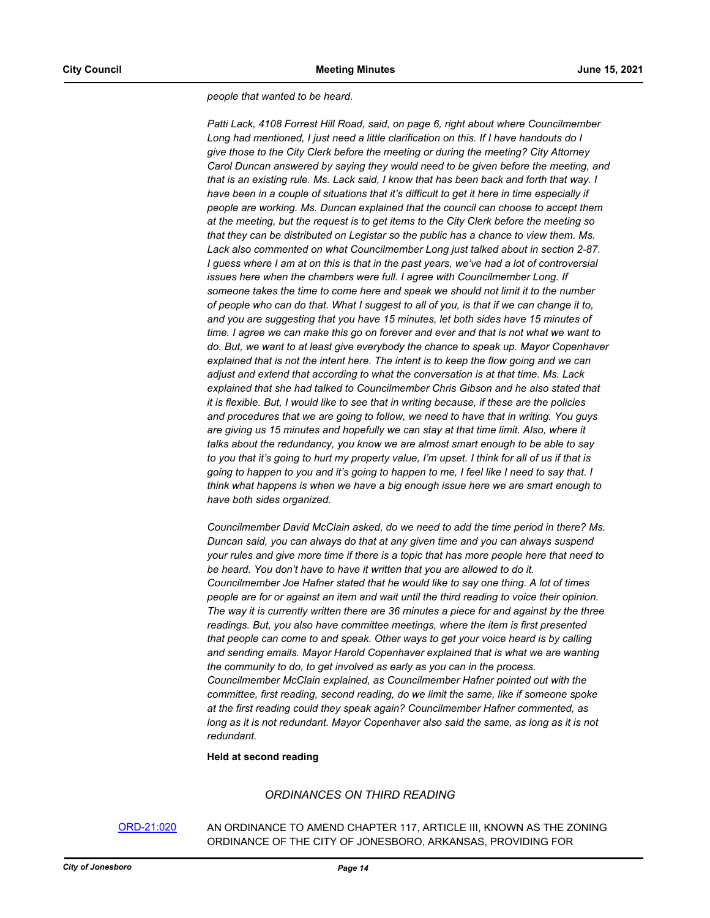*people that wanted to be heard.*

*Patti Lack, 4108 Forrest Hill Road, said, on page 6, right about where Councilmember Long had mentioned, I just need a little clarification on this. If I have handouts do I give those to the City Clerk before the meeting or during the meeting? City Attorney Carol Duncan answered by saying they would need to be given before the meeting, and that is an existing rule. Ms. Lack said, I know that has been back and forth that way. I have been in a couple of situations that it's difficult to get it here in time especially if people are working. Ms. Duncan explained that the council can choose to accept them at the meeting, but the request is to get items to the City Clerk before the meeting so that they can be distributed on Legistar so the public has a chance to view them. Ms. Lack also commented on what Councilmember Long just talked about in section 2-87. I guess where I am at on this is that in the past years, we've had a lot of controversial issues here when the chambers were full. I agree with Councilmember Long. If someone takes the time to come here and speak we should not limit it to the number of people who can do that. What I suggest to all of you, is that if we can change it to, and you are suggesting that you have 15 minutes, let both sides have 15 minutes of time. I agree we can make this go on forever and ever and that is not what we want to do. But, we want to at least give everybody the chance to speak up. Mayor Copenhaver explained that is not the intent here. The intent is to keep the flow going and we can adjust and extend that according to what the conversation is at that time. Ms. Lack explained that she had talked to Councilmember Chris Gibson and he also stated that it is flexible. But, I would like to see that in writing because, if these are the policies and procedures that we are going to follow, we need to have that in writing. You guys are giving us 15 minutes and hopefully we can stay at that time limit. Also, where it talks about the redundancy, you know we are almost smart enough to be able to say to you that it's going to hurt my property value, I'm upset. I think for all of us if that is going to happen to you and it's going to happen to me, I feel like I need to say that. I think what happens is when we have a big enough issue here we are smart enough to have both sides organized.*

*Councilmember David McClain asked, do we need to add the time period in there? Ms. Duncan said, you can always do that at any given time and you can always suspend your rules and give more time if there is a topic that has more people here that need to be heard. You don't have to have it written that you are allowed to do it. Councilmember Joe Hafner stated that he would like to say one thing. A lot of times people are for or against an item and wait until the third reading to voice their opinion. The way it is currently written there are 36 minutes a piece for and against by the three readings. But, you also have committee meetings, where the item is first presented that people can come to and speak. Other ways to get your voice heard is by calling and sending emails. Mayor Harold Copenhaver explained that is what we are wanting the community to do, to get involved as early as you can in the process. Councilmember McClain explained, as Councilmember Hafner pointed out with the committee, first reading, second reading, do we limit the same, like if someone spoke at the first reading could they speak again? Councilmember Hafner commented, as long as it is not redundant. Mayor Copenhaver also said the same, as long as it is not redundant.*

**Held at second reading**

## *ORDINANCES ON THIRD READING*

ORD-21:020 AN ORDINANCE TO AMEND CHAPTER 117, ARTICLE III, KNOWN AS THE ZONING ORDINANCE OF THE CITY OF JONESBORO, ARKANSAS, PROVIDING FOR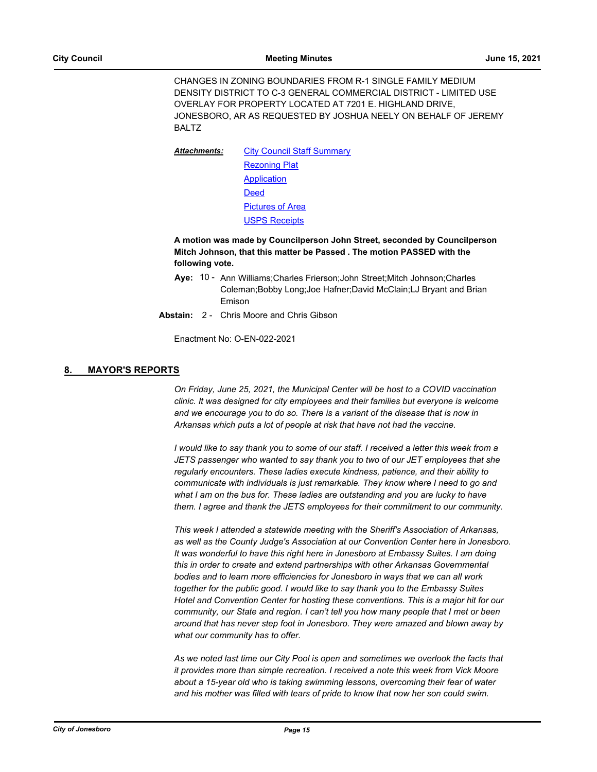CHANGES IN ZONING BOUNDARIES FROM R-1 SINGLE FAMILY MEDIUM DENSITY DISTRICT TO C-3 GENERAL COMMERCIAL DISTRICT - LIMITED USE OVERLAY FOR PROPERTY LOCATED AT 7201 E. HIGHLAND DRIVE, JONESBORO, AR AS REQUESTED BY JOSHUA NEELY ON BEHALF OF JEREMY BALTZ

***Attachments:*** City Council Staff Summary
Rezoning Plat
Application
Deed
Pictures of Area
USPS Receipts

**A motion was made by Councilperson John Street, seconded by Councilperson Mitch Johnson, that this matter be Passed . The motion PASSED with the following vote.**

**Aye:** 10 - Ann Williams;Charles Frierson;John Street;Mitch Johnson;Charles Coleman;Bobby Long;Joe Hafner;David McClain;LJ Bryant and Brian Emison

**Abstain:** 2 - Chris Moore and Chris Gibson

Enactment No: O-EN-022-2021

## 8. MAYOR'S REPORTS

*On Friday, June 25, 2021, the Municipal Center will be host to a COVID vaccination clinic. It was designed for city employees and their families but everyone is welcome and we encourage you to do so. There is a variant of the disease that is now in Arkansas which puts a lot of people at risk that have not had the vaccine.*

*I would like to say thank you to some of our staff. I received a letter this week from a JETS passenger who wanted to say thank you to two of our JET employees that she regularly encounters. These ladies execute kindness, patience, and their ability to communicate with individuals is just remarkable. They know where I need to go and what I am on the bus for. These ladies are outstanding and you are lucky to have them. I agree and thank the JETS employees for their commitment to our community.*

*This week I attended a statewide meeting with the Sheriff's Association of Arkansas, as well as the County Judge's Association at our Convention Center here in Jonesboro. It was wonderful to have this right here in Jonesboro at Embassy Suites. I am doing this in order to create and extend partnerships with other Arkansas Governmental bodies and to learn more efficiencies for Jonesboro in ways that we can all work together for the public good. I would like to say thank you to the Embassy Suites Hotel and Convention Center for hosting these conventions. This is a major hit for our community, our State and region. I can't tell you how many people that I met or been around that has never step foot in Jonesboro. They were amazed and blown away by what our community has to offer.*

*As we noted last time our City Pool is open and sometimes we overlook the facts that it provides more than simple recreation. I received a note this week from Vick Moore about a 15-year old who is taking swimming lessons, overcoming their fear of water and his mother was filled with tears of pride to know that now her son could swim.*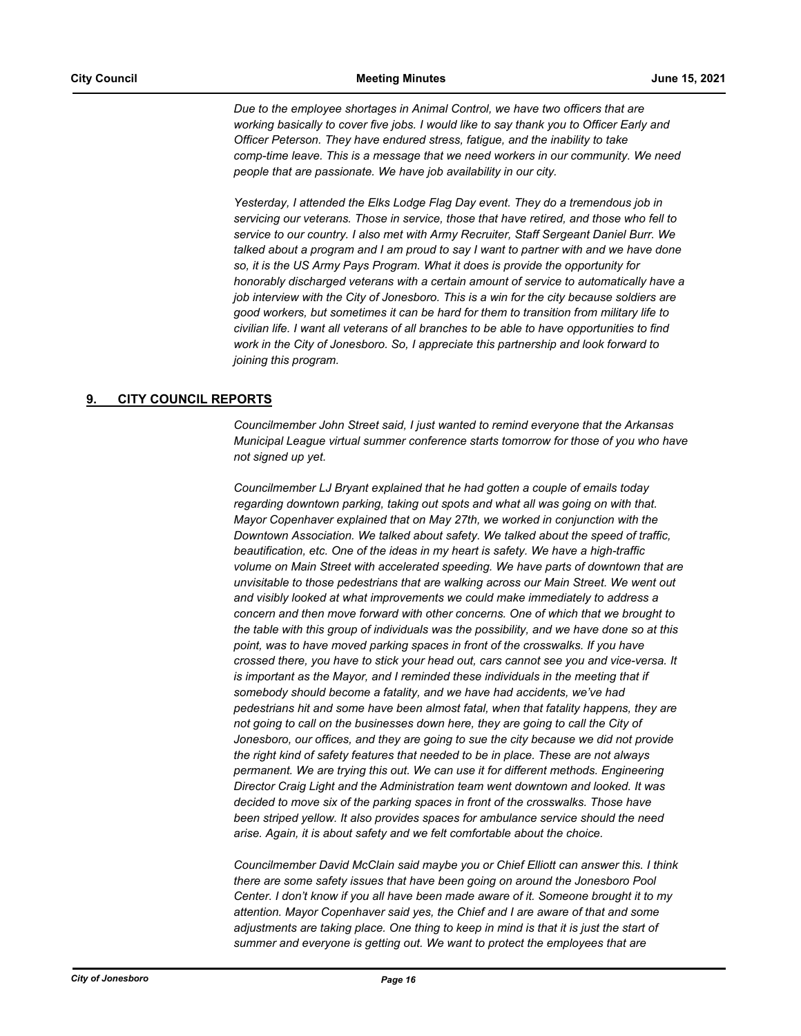*Due to the employee shortages in Animal Control, we have two officers that are working basically to cover five jobs. I would like to say thank you to Officer Early and Officer Peterson. They have endured stress, fatigue, and the inability to take comp-time leave. This is a message that we need workers in our community. We need people that are passionate. We have job availability in our city.*

*Yesterday, I attended the Elks Lodge Flag Day event. They do a tremendous job in servicing our veterans. Those in service, those that have retired, and those who fell to service to our country. I also met with Army Recruiter, Staff Sergeant Daniel Burr. We talked about a program and I am proud to say I want to partner with and we have done so, it is the US Army Pays Program. What it does is provide the opportunity for honorably discharged veterans with a certain amount of service to automatically have a job interview with the City of Jonesboro. This is a win for the city because soldiers are good workers, but sometimes it can be hard for them to transition from military life to civilian life. I want all veterans of all branches to be able to have opportunities to find work in the City of Jonesboro. So, I appreciate this partnership and look forward to joining this program.*

## 9. CITY COUNCIL REPORTS

*Councilmember John Street said, I just wanted to remind everyone that the Arkansas Municipal League virtual summer conference starts tomorrow for those of you who have not signed up yet.*

*Councilmember LJ Bryant explained that he had gotten a couple of emails today regarding downtown parking, taking out spots and what all was going on with that. Mayor Copenhaver explained that on May 27th, we worked in conjunction with the Downtown Association. We talked about safety. We talked about the speed of traffic, beautification, etc. One of the ideas in my heart is safety. We have a high-traffic volume on Main Street with accelerated speeding. We have parts of downtown that are unvisitable to those pedestrians that are walking across our Main Street. We went out and visibly looked at what improvements we could make immediately to address a concern and then move forward with other concerns. One of which that we brought to the table with this group of individuals was the possibility, and we have done so at this point, was to have moved parking spaces in front of the crosswalks. If you have crossed there, you have to stick your head out, cars cannot see you and vice-versa. It is important as the Mayor, and I reminded these individuals in the meeting that if somebody should become a fatality, and we have had accidents, we've had pedestrians hit and some have been almost fatal, when that fatality happens, they are not going to call on the businesses down here, they are going to call the City of Jonesboro, our offices, and they are going to sue the city because we did not provide the right kind of safety features that needed to be in place. These are not always permanent. We are trying this out. We can use it for different methods. Engineering Director Craig Light and the Administration team went downtown and looked. It was decided to move six of the parking spaces in front of the crosswalks. Those have been striped yellow. It also provides spaces for ambulance service should the need arise. Again, it is about safety and we felt comfortable about the choice.*

*Councilmember David McClain said maybe you or Chief Elliott can answer this. I think there are some safety issues that have been going on around the Jonesboro Pool Center. I don't know if you all have been made aware of it. Someone brought it to my attention. Mayor Copenhaver said yes, the Chief and I are aware of that and some adjustments are taking place. One thing to keep in mind is that it is just the start of summer and everyone is getting out. We want to protect the employees that are*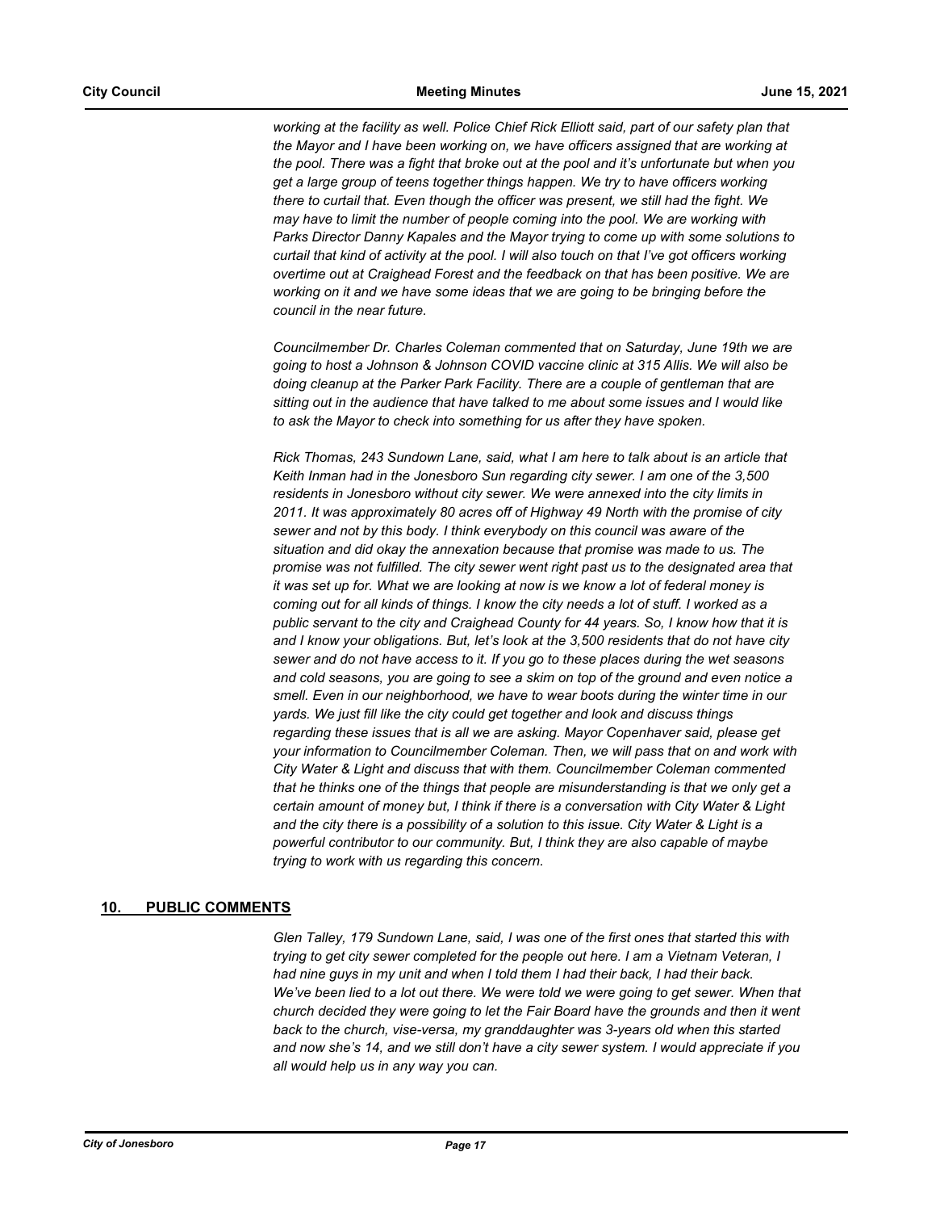*working at the facility as well. Police Chief Rick Elliott said, part of our safety plan that the Mayor and I have been working on, we have officers assigned that are working at the pool. There was a fight that broke out at the pool and it's unfortunate but when you get a large group of teens together things happen. We try to have officers working there to curtail that. Even though the officer was present, we still had the fight. We may have to limit the number of people coming into the pool. We are working with Parks Director Danny Kapales and the Mayor trying to come up with some solutions to curtail that kind of activity at the pool. I will also touch on that I've got officers working overtime out at Craighead Forest and the feedback on that has been positive. We are working on it and we have some ideas that we are going to be bringing before the council in the near future.*

*Councilmember Dr. Charles Coleman commented that on Saturday, June 19th we are going to host a Johnson & Johnson COVID vaccine clinic at 315 Allis. We will also be doing cleanup at the Parker Park Facility. There are a couple of gentleman that are sitting out in the audience that have talked to me about some issues and I would like to ask the Mayor to check into something for us after they have spoken.*

*Rick Thomas, 243 Sundown Lane, said, what I am here to talk about is an article that Keith Inman had in the Jonesboro Sun regarding city sewer. I am one of the 3,500 residents in Jonesboro without city sewer. We were annexed into the city limits in 2011. It was approximately 80 acres off of Highway 49 North with the promise of city sewer and not by this body. I think everybody on this council was aware of the situation and did okay the annexation because that promise was made to us. The promise was not fulfilled. The city sewer went right past us to the designated area that it was set up for. What we are looking at now is we know a lot of federal money is coming out for all kinds of things. I know the city needs a lot of stuff. I worked as a public servant to the city and Craighead County for 44 years. So, I know how that it is and I know your obligations. But, let's look at the 3,500 residents that do not have city sewer and do not have access to it. If you go to these places during the wet seasons and cold seasons, you are going to see a skim on top of the ground and even notice a smell. Even in our neighborhood, we have to wear boots during the winter time in our yards. We just fill like the city could get together and look and discuss things regarding these issues that is all we are asking. Mayor Copenhaver said, please get your information to Councilmember Coleman. Then, we will pass that on and work with City Water & Light and discuss that with them. Councilmember Coleman commented that he thinks one of the things that people are misunderstanding is that we only get a certain amount of money but, I think if there is a conversation with City Water & Light and the city there is a possibility of a solution to this issue. City Water & Light is a powerful contributor to our community. But, I think they are also capable of maybe trying to work with us regarding this concern.*

## 10. PUBLIC COMMENTS

*Glen Talley, 179 Sundown Lane, said, I was one of the first ones that started this with trying to get city sewer completed for the people out here. I am a Vietnam Veteran, I had nine guys in my unit and when I told them I had their back, I had their back. We've been lied to a lot out there. We were told we were going to get sewer. When that church decided they were going to let the Fair Board have the grounds and then it went back to the church, vise-versa, my granddaughter was 3-years old when this started and now she's 14, and we still don't have a city sewer system. I would appreciate if you all would help us in any way you can.*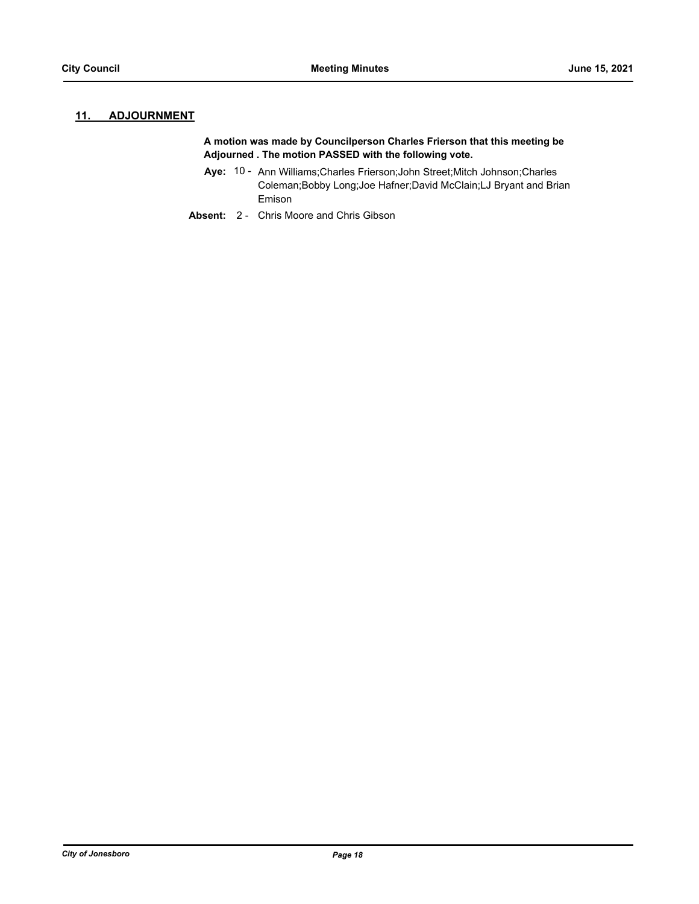## 11. ADJOURNMENT

**A motion was made by Councilperson Charles Frierson that this meeting be Adjourned . The motion PASSED with the following vote.**

**Aye:** 10 - Ann Williams;Charles Frierson;John Street;Mitch Johnson;Charles Coleman;Bobby Long;Joe Hafner;David McClain;LJ Bryant and Brian Emison

**Absent:** 2 - Chris Moore and Chris Gibson